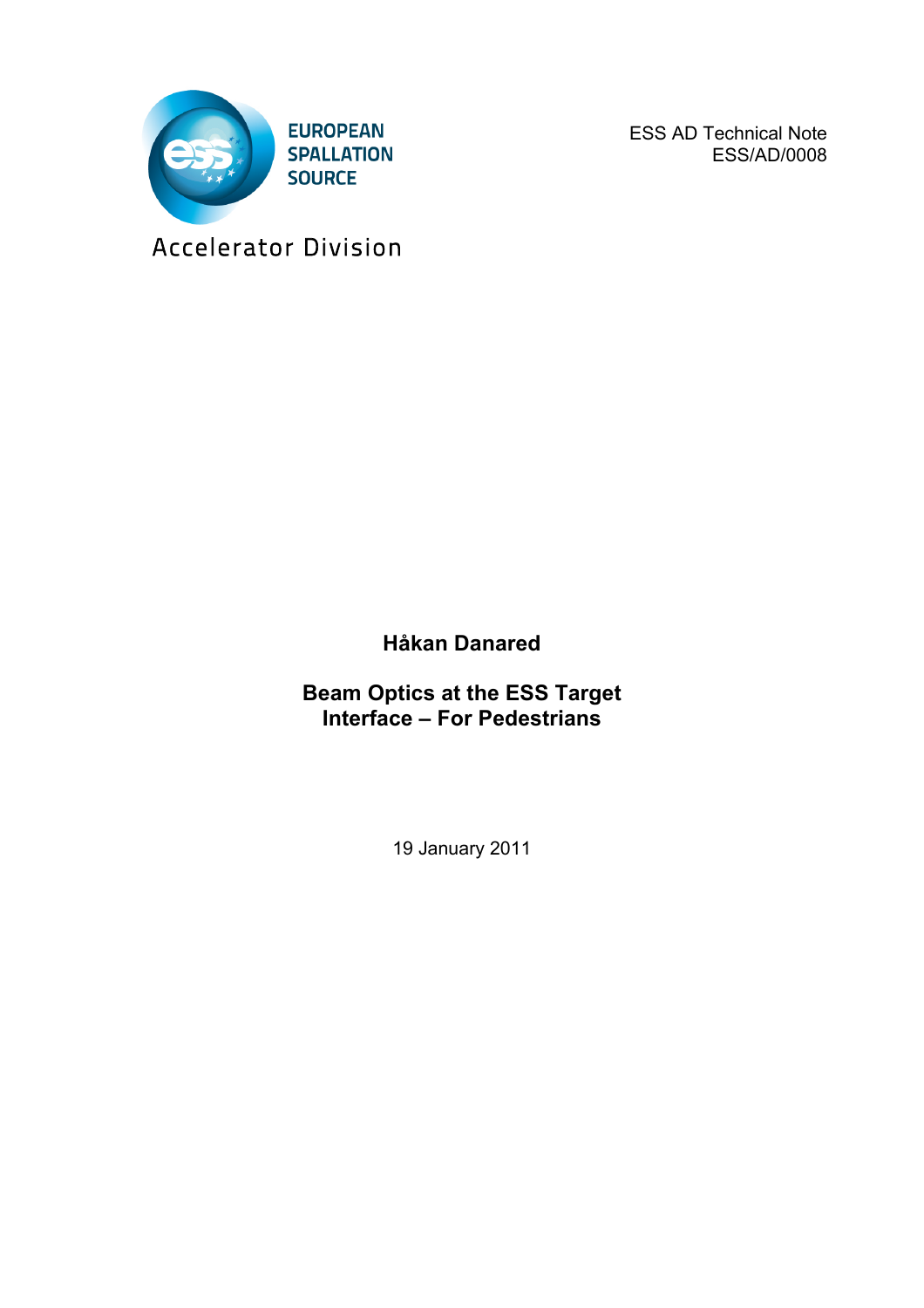EUROPEAN SPALLATION SOURCE

Accelerator Division

ESS AD Technical Note
ESS/AD/0008

**Håkan Danared**

# Beam Optics at the ESS Target Interface – For Pedestrians

19 January 2011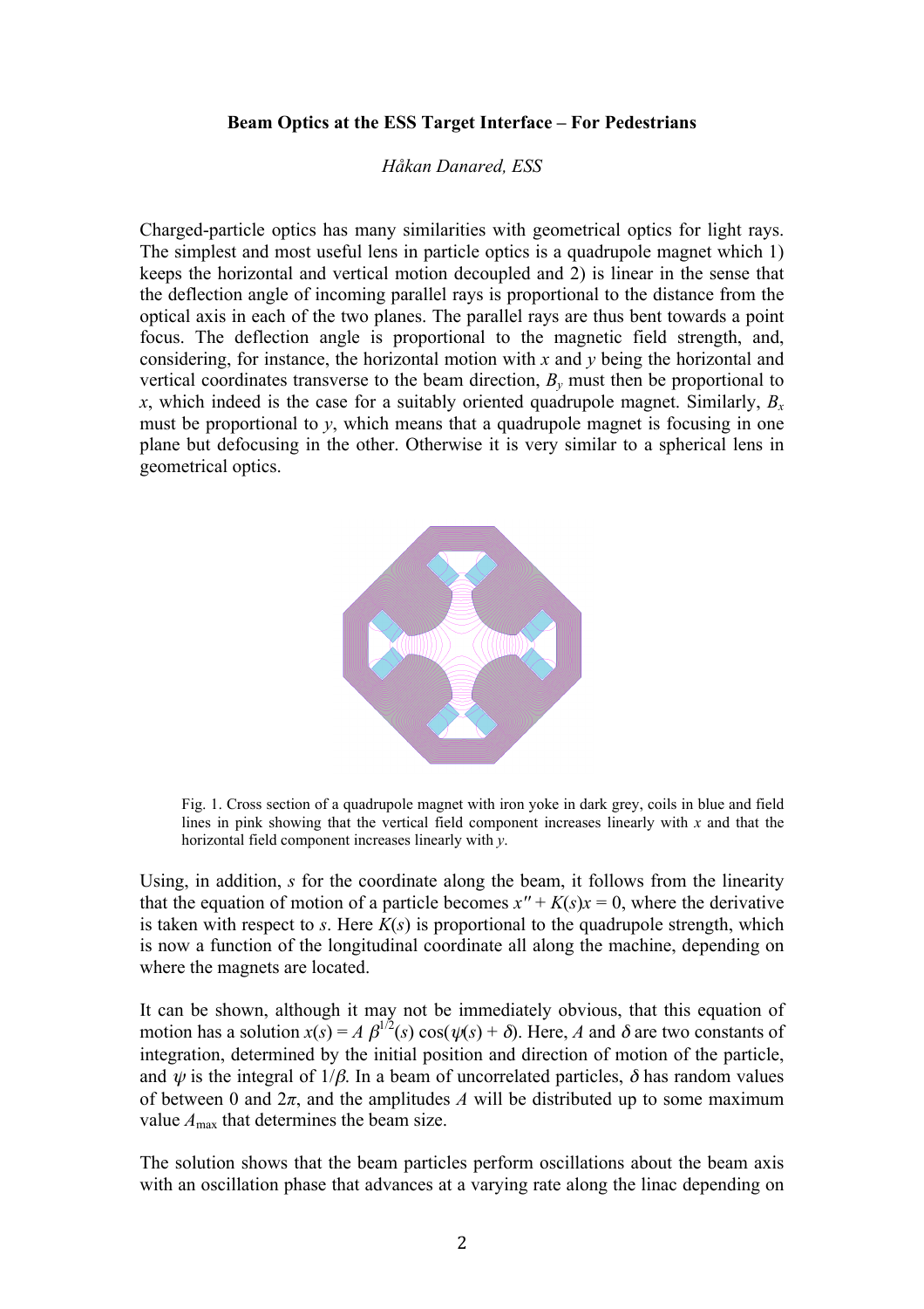**Beam Optics at the ESS Target Interface – For Pedestrians**

*Håkan Danared, ESS*

Charged-particle optics has many similarities with geometrical optics for light rays. The simplest and most useful lens in particle optics is a quadrupole magnet which 1) keeps the horizontal and vertical motion decoupled and 2) is linear in the sense that the deflection angle of incoming parallel rays is proportional to the distance from the optical axis in each of the two planes. The parallel rays are thus bent towards a point focus. The deflection angle is proportional to the magnetic field strength, and, considering, for instance, the horizontal motion with $x$ and $y$ being the horizontal and vertical coordinates transverse to the beam direction, $B_y$ must then be proportional to $x$, which indeed is the case for a suitably oriented quadrupole magnet. Similarly, $B_x$ must be proportional to $y$, which means that a quadrupole magnet is focusing in one plane but defocusing in the other. Otherwise it is very similar to a spherical lens in geometrical optics.

Fig. 1. Cross section of a quadrupole magnet with iron yoke in dark grey, coils in blue and field lines in pink showing that the vertical field component increases linearly with $x$ and that the horizontal field component increases linearly with $y$.

Using, in addition, $s$ for the coordinate along the beam, it follows from the linearity that the equation of motion of a particle becomes $x'' + K(s)x = 0$, where the derivative is taken with respect to $s$. Here $K(s)$ is proportional to the quadrupole strength, which is now a function of the longitudinal coordinate all along the machine, depending on where the magnets are located.

It can be shown, although it may not be immediately obvious, that this equation of motion has a solution $x(s) = A\,\beta^{1/2}(s)\cos(\psi(s) + \delta)$. Here, $A$ and $\delta$ are two constants of integration, determined by the initial position and direction of motion of the particle, and $\psi$ is the integral of $1/\beta$. In a beam of uncorrelated particles, $\delta$ has random values of between 0 and $2\pi$, and the amplitudes $A$ will be distributed up to some maximum value $A_{max}$ that determines the beam size.

The solution shows that the beam particles perform oscillations about the beam axis with an oscillation phase that advances at a varying rate along the linac depending on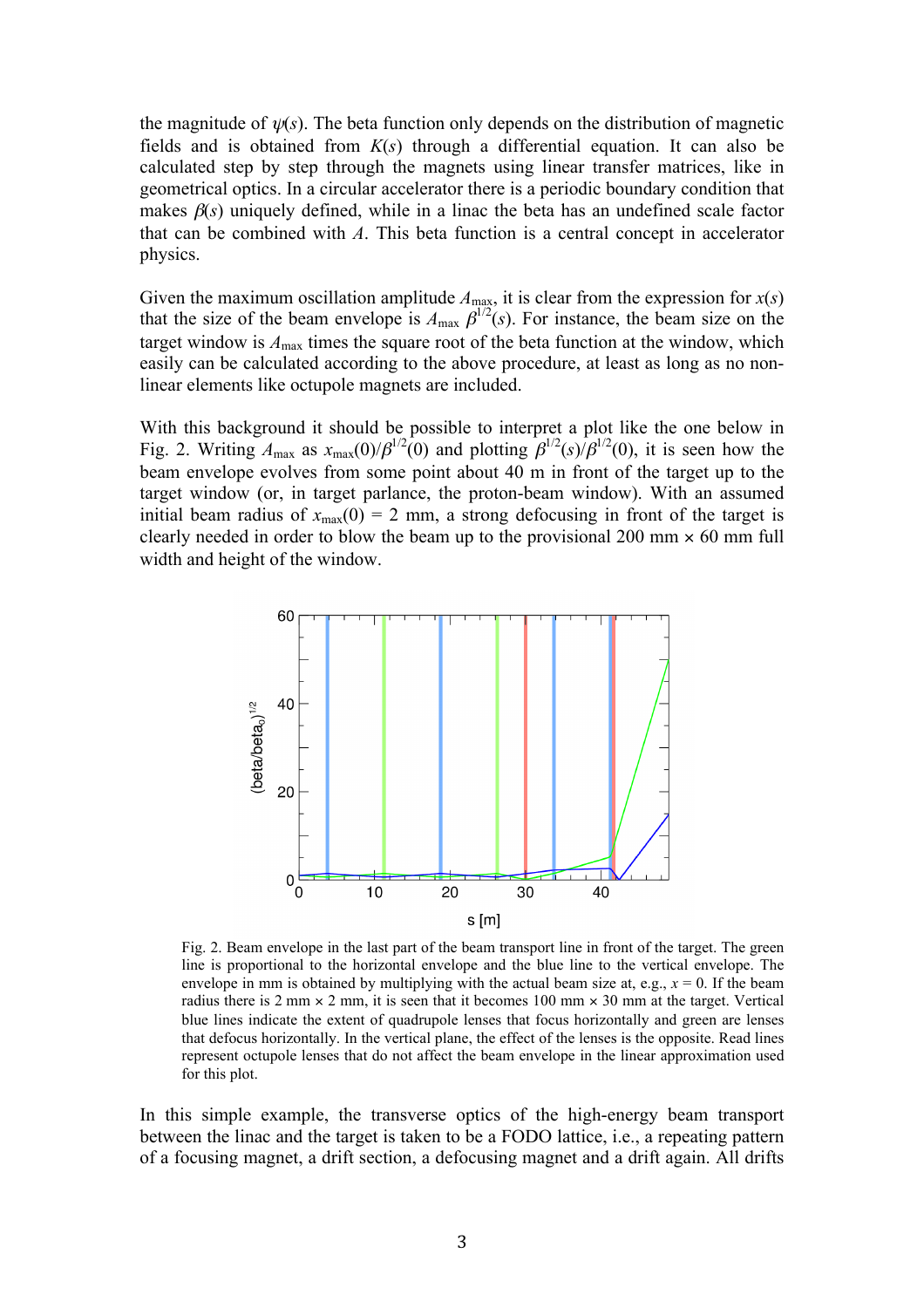the magnitude of $\psi(s)$. The beta function only depends on the distribution of magnetic fields and is obtained from $K(s)$ through a differential equation. It can also be calculated step by step through the magnets using linear transfer matrices, like in geometrical optics. In a circular accelerator there is a periodic boundary condition that makes $\beta(s)$ uniquely defined, while in a linac the beta has an undefined scale factor that can be combined with $A$. This beta function is a central concept in accelerator physics.

Given the maximum oscillation amplitude $A_{\max}$, it is clear from the expression for $x(s)$ that the size of the beam envelope is $A_{\max}\, \beta^{1/2}(s)$. For instance, the beam size on the target window is $A_{\max}$ times the square root of the beta function at the window, which easily can be calculated according to the above procedure, at least as long as no non-linear elements like octupole magnets are included.

With this background it should be possible to interpret a plot like the one below in Fig. 2. Writing $A_{\max}$ as $x_{\max}(0)/\beta^{1/2}(0)$ and plotting $\beta^{1/2}(s)/\beta^{1/2}(0)$, it is seen how the beam envelope evolves from some point about 40 m in front of the target up to the target window (or, in target parlance, the proton-beam window). With an assumed initial beam radius of $x_{\max}(0)$ = 2 mm, a strong defocusing in front of the target is clearly needed in order to blow the beam up to the provisional 200 mm × 60 mm full width and height of the window.

Fig. 2. Beam envelope in the last part of the beam transport line in front of the target. The green line is proportional to the horizontal envelope and the blue line to the vertical envelope. The envelope in mm is obtained by multiplying with the actual beam size at, e.g., $x$ = 0. If the beam radius there is 2 mm × 2 mm, it is seen that it becomes 100 mm × 30 mm at the target. Vertical blue lines indicate the extent of quadrupole lenses that focus horizontally and green are lenses that defocus horizontally. In the vertical plane, the effect of the lenses is the opposite. Read lines represent octupole lenses that do not affect the beam envelope in the linear approximation used for this plot.

In this simple example, the transverse optics of the high-energy beam transport between the linac and the target is taken to be a FODO lattice, i.e., a repeating pattern of a focusing magnet, a drift section, a defocusing magnet and a drift again. All drifts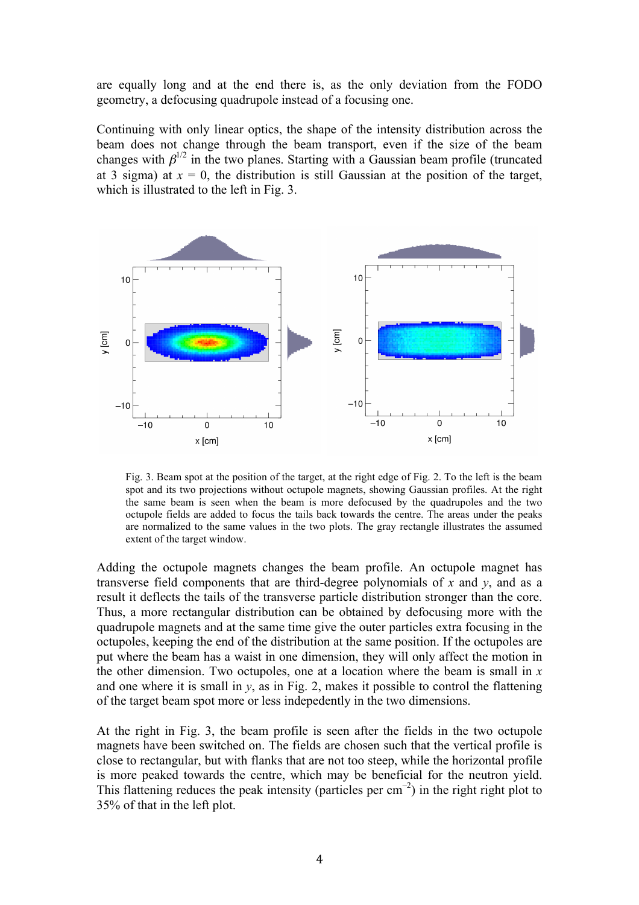are equally long and at the end there is, as the only deviation from the FODO geometry, a defocusing quadrupole instead of a focusing one.

Continuing with only linear optics, the shape of the intensity distribution across the beam does not change through the beam transport, even if the size of the beam changes with $\beta^{1/2}$ in the two planes. Starting with a Gaussian beam profile (truncated at 3 sigma) at $x = 0$, the distribution is still Gaussian at the position of the target, which is illustrated to the left in Fig. 3.

Fig. 3. Beam spot at the position of the target, at the right edge of Fig. 2. To the left is the beam spot and its two projections without octupole magnets, showing Gaussian profiles. At the right the same beam is seen when the beam is more defocused by the quadrupoles and the two octupole fields are added to focus the tails back towards the centre. The areas under the peaks are normalized to the same values in the two plots. The gray rectangle illustrates the assumed extent of the target window.

Adding the octupole magnets changes the beam profile. An octupole magnet has transverse field components that are third-degree polynomials of $x$ and $y$, and as a result it deflects the tails of the transverse particle distribution stronger than the core. Thus, a more rectangular distribution can be obtained by defocusing more with the quadrupole magnets and at the same time give the outer particles extra focusing in the octupoles, keeping the end of the distribution at the same position. If the octupoles are put where the beam has a waist in one dimension, they will only affect the motion in the other dimension. Two octupoles, one at a location where the beam is small in $x$ and one where it is small in $y$, as in Fig. 2, makes it possible to control the flattening of the target beam spot more or less indepedently in the two dimensions.

At the right in Fig. 3, the beam profile is seen after the fields in the two octupole magnets have been switched on. The fields are chosen such that the vertical profile is close to rectangular, but with flanks that are not too steep, while the horizontal profile is more peaked towards the centre, which may be beneficial for the neutron yield. This flattening reduces the peak intensity (particles per $cm^{-2}$) in the right right plot to 35% of that in the left plot.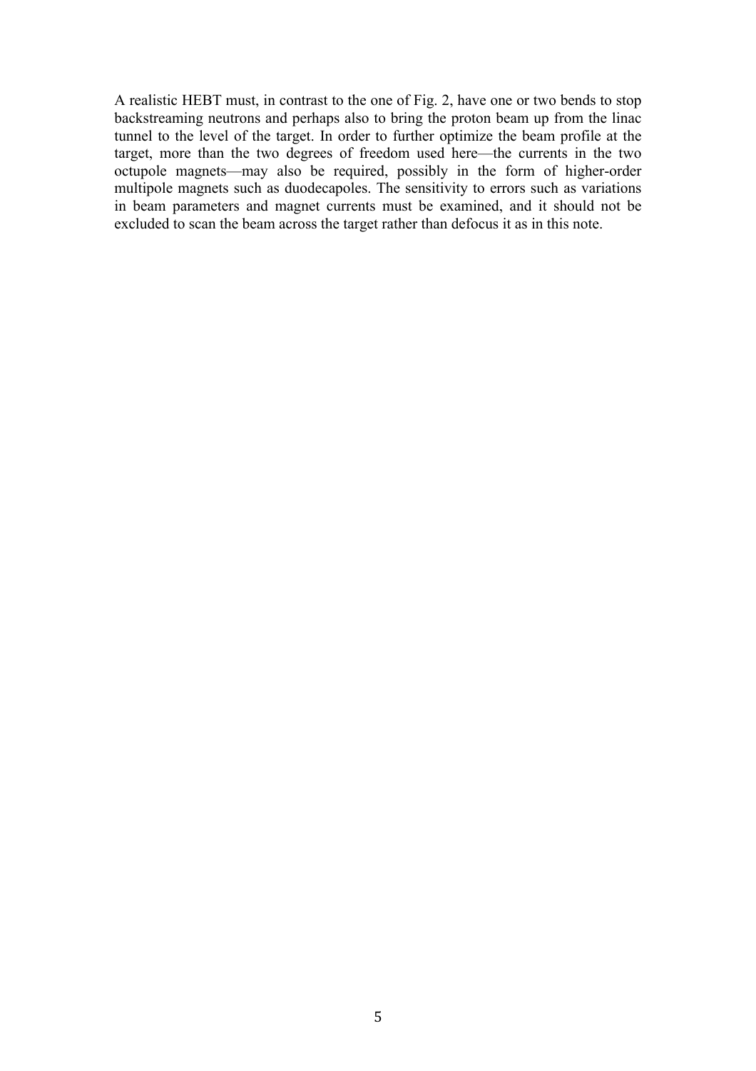A realistic HEBT must, in contrast to the one of Fig. 2, have one or two bends to stop backstreaming neutrons and perhaps also to bring the proton beam up from the linac tunnel to the level of the target. In order to further optimize the beam profile at the target, more than the two degrees of freedom used here—the currents in the two octupole magnets—may also be required, possibly in the form of higher-order multipole magnets such as duodecapoles. The sensitivity to errors such as variations in beam parameters and magnet currents must be examined, and it should not be excluded to scan the beam across the target rather than defocus it as in this note.